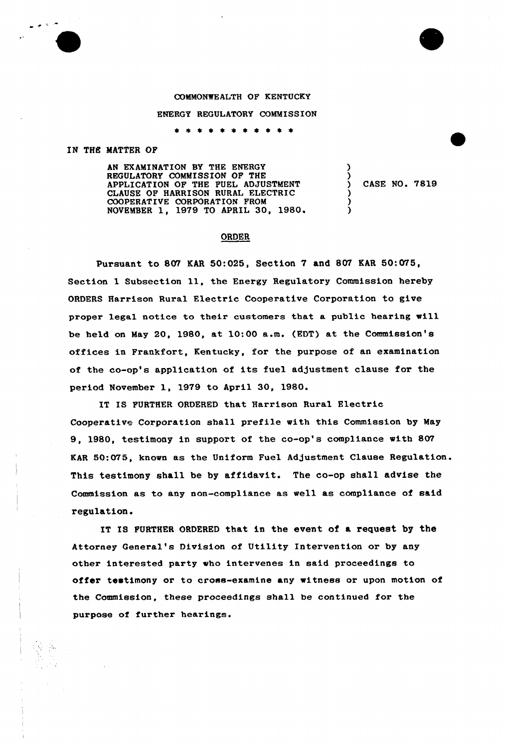COMMONWEALTH OF KENTUCKY

ENERGY REGULATORY COMMISSION

* * * * * * * * * * *

IN THE MATTER OF

AN EXAMINATION BY THE ENERGY REGULATORY COMMISSION OF THE APPLICATION OF THE FUEL ADJUSTMENT CLAUSE OF HARRISON RURAL ELECTRIC COOPERATIVE CORPORATION FROM NOVEMBER 1, 1979 TO APRIL 30, 1980. ) CASE NO. 7819

## ORDER

Pursuant to 807 KAR 50:025, Section 7 and 807 KAR 50:075, Section 1 Subsection 11, the Energy Regulatory Commission hereby ORDERS Harrison Rural Electric Cooperative Corporation to give proper legal notice to their customers that a public hearing will be held on May 20, 1980, at 10:00 a.m. (EDT) at the Commission's offices in Frankfort, Kentucky, for the purpose of an examination of the co-op's application of its fuel adjustment clause for the period November 1, 1979 to April 30, 1980.

IT IS FURTHER ORDERED that Harrison Rural Electric Cooperative Corporation shall prefile with this Commission by May 9, 1980, testimony in support of the co-op's compliance with 807 KAR 50:075, known as the Uniform Fuel Adjustment Clause Regulation. This testimony shall be by affidavit. The co-op shall advise the Commission as to any non-compliance as well as compliance of said regulation.

IT IS FURTHER ORDERED that in the event of a request by the Attorney General's Division of Utility Intervention or by any other interested party who intervenes in said proceedings to offer testimony or to cross-examine any witness or upon motion of the Commission, these proceedings shall be continued for the purpose of further hearings.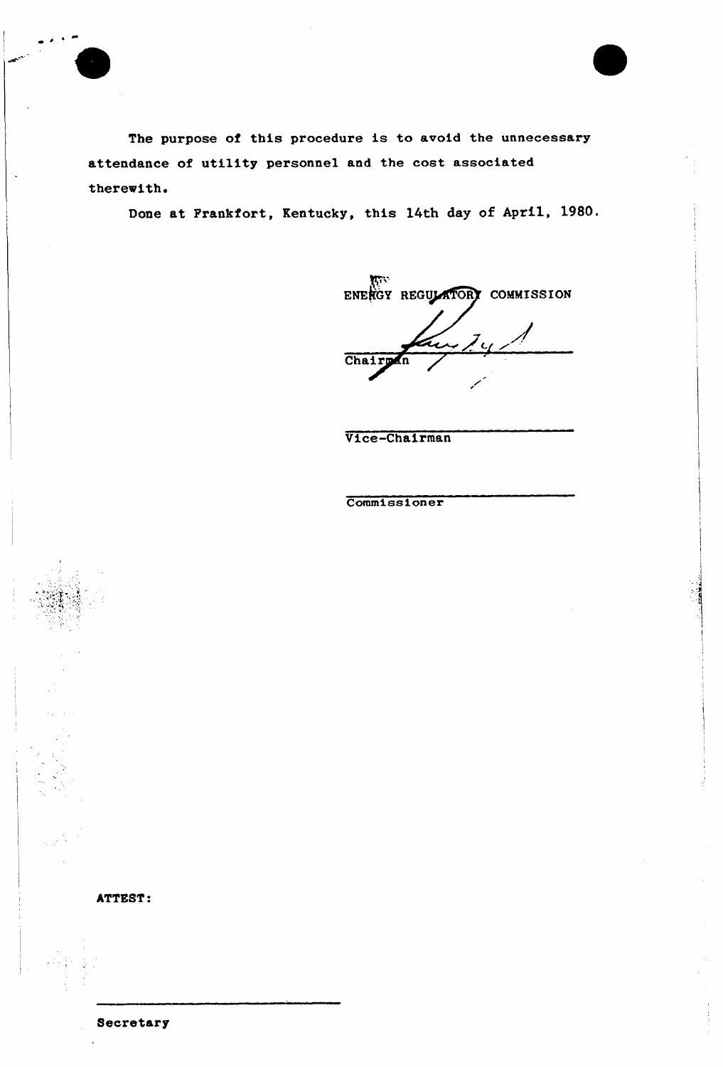The purpose of this procedure is to avoid the unnecessary attendance of utility personnel and the cost associated therewith.

Done at Frankfort, Kentucky, this 14th day of April, 1980.

ENERGY REGULATORY COMMISSION

Chairman

Vice-Chairman

Commissioner

ATTEST:

Secretary